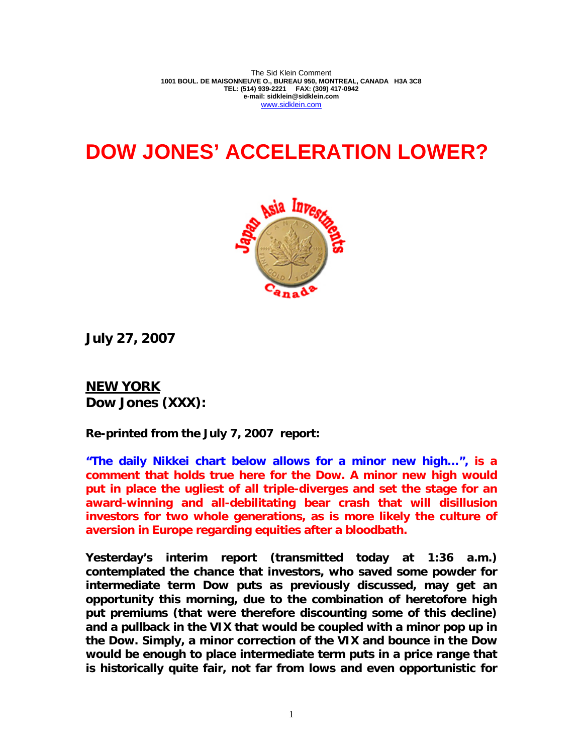The Sid Klein Comment
**1001 BOUL. DE MAISONNEUVE O., BUREAU 950, MONTREAL, CANADA H3A 3C8**
**TEL: (514) 939-2221 FAX: (309) 417-0942**
**e-mail: sidklein@sidklein.com**
www.sidklein.com

# DOW JONES' ACCELERATION LOWER?

**July 27, 2007**

## NEW YORK
**Dow Jones (XXX):**

**Re-printed from the July 7, 2007 report:**

**"The daily Nikkei chart below allows for a minor new high…", is a comment that holds true here for the Dow. A minor new high would put in place the ugliest of all triple-diverges and set the stage for an award-winning and all-debilitating bear crash that will disillusion investors for two whole generations, as is more likely the culture of aversion in Europe regarding equities after a bloodbath.**

**Yesterday's interim report (transmitted today at 1:36 a.m.) contemplated the chance that investors, who saved some powder for intermediate term Dow puts as previously discussed, may get an opportunity this morning, due to the combination of heretofore high put premiums (that were therefore discounting some of this decline) and a pullback in the VIX that would be coupled with a minor pop up in the Dow. Simply, a minor correction of the VIX and bounce in the Dow would be enough to place intermediate term puts in a price range that is historically quite fair, not far from lows and even opportunistic for**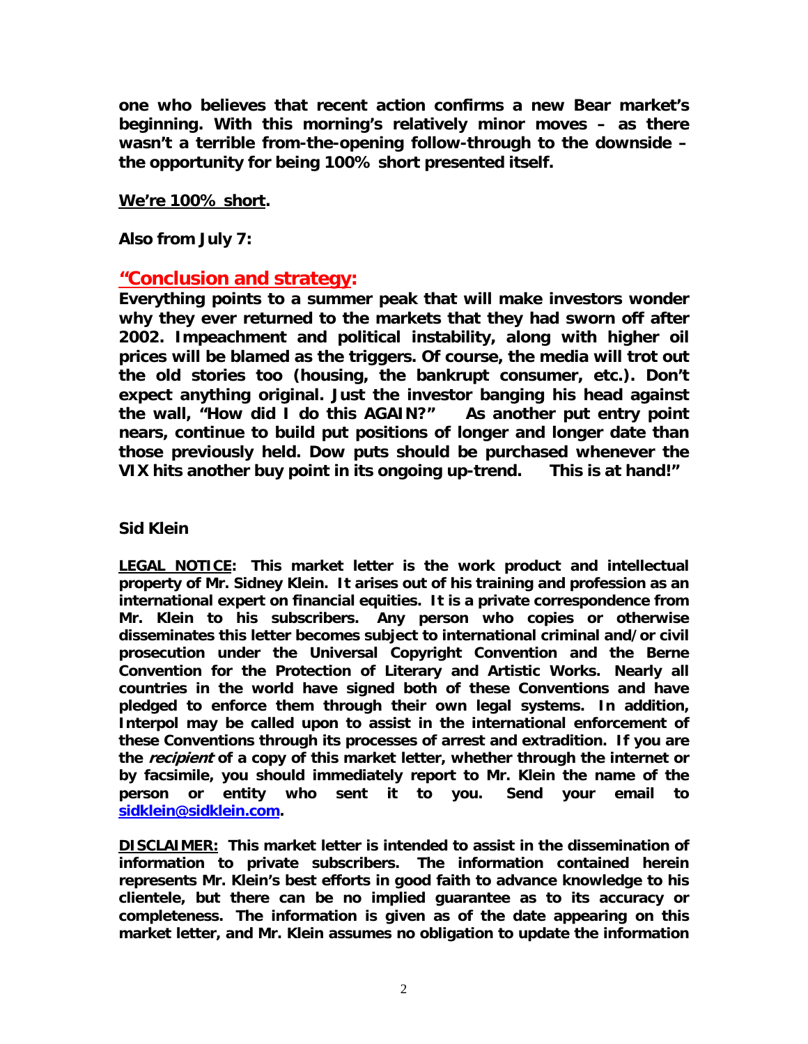**one who believes that recent action confirms a new Bear market's beginning. With this morning's relatively minor moves – as there wasn't a terrible from-the-opening follow-through to the downside – the opportunity for being 100% short presented itself.**

**<u>We're 100% short</u>.**

**Also from July 7:**

## "Conclusion and strategy:

**Everything points to a summer peak that will make investors wonder why they ever returned to the markets that they had sworn off after 2002. Impeachment and political instability, along with higher oil prices will be blamed as the triggers. Of course, the media will trot out the old stories too (housing, the bankrupt consumer, etc.). Don't expect anything original. Just the investor banging his head against the wall, "How did I do this AGAIN?" As another put entry point nears, continue to build put positions of longer and longer date than those previously held. Dow puts should be purchased whenever the VIX hits another buy point in its ongoing up-trend. This is at hand!"**

**Sid Klein**

**<u>LEGAL NOTICE</u>: This market letter is the work product and intellectual property of Mr. Sidney Klein. It arises out of his training and profession as an international expert on financial equities. It is a private correspondence from Mr. Klein to his subscribers. Any person who copies or otherwise disseminates this letter becomes subject to international criminal and/or civil prosecution under the Universal Copyright Convention and the Berne Convention for the Protection of Literary and Artistic Works. Nearly all countries in the world have signed both of these Conventions and have pledged to enforce them through their own legal systems. In addition, Interpol may be called upon to assist in the international enforcement of these Conventions through its processes of arrest and extradition. If you are the *recipient* of a copy of this market letter, whether through the internet or by facsimile, you should immediately report to Mr. Klein the name of the person or entity who sent it to you. Send your email to sidklein@sidklein.com.**

**<u>DISCLAIMER:</u> This market letter is intended to assist in the dissemination of information to private subscribers. The information contained herein represents Mr. Klein's best efforts in good faith to advance knowledge to his clientele, but there can be no implied guarantee as to its accuracy or completeness. The information is given as of the date appearing on this market letter, and Mr. Klein assumes no obligation to update the information**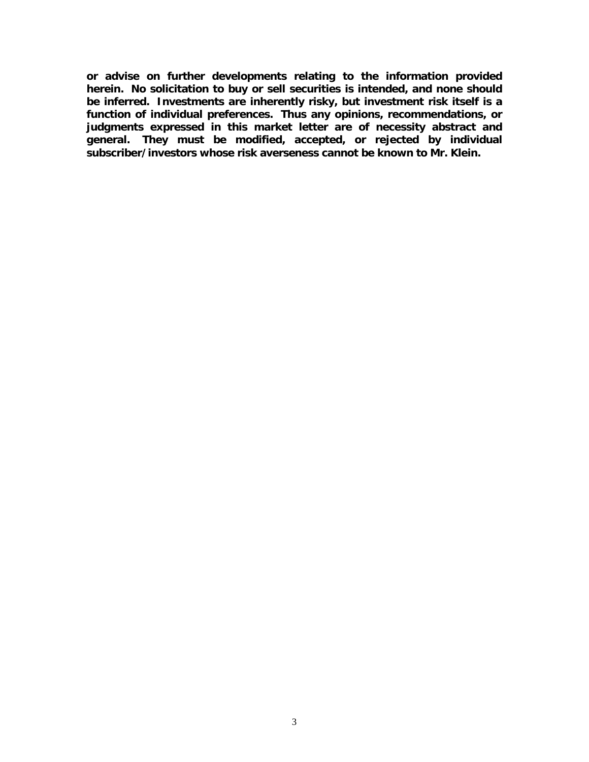**or advise on further developments relating to the information provided herein. No solicitation to buy or sell securities is intended, and none should be inferred. Investments are inherently risky, but investment risk itself is a function of individual preferences. Thus any opinions, recommendations, or judgments expressed in this market letter are of necessity abstract and general. They must be modified, accepted, or rejected by individual subscriber/investors whose risk averseness cannot be known to Mr. Klein.**